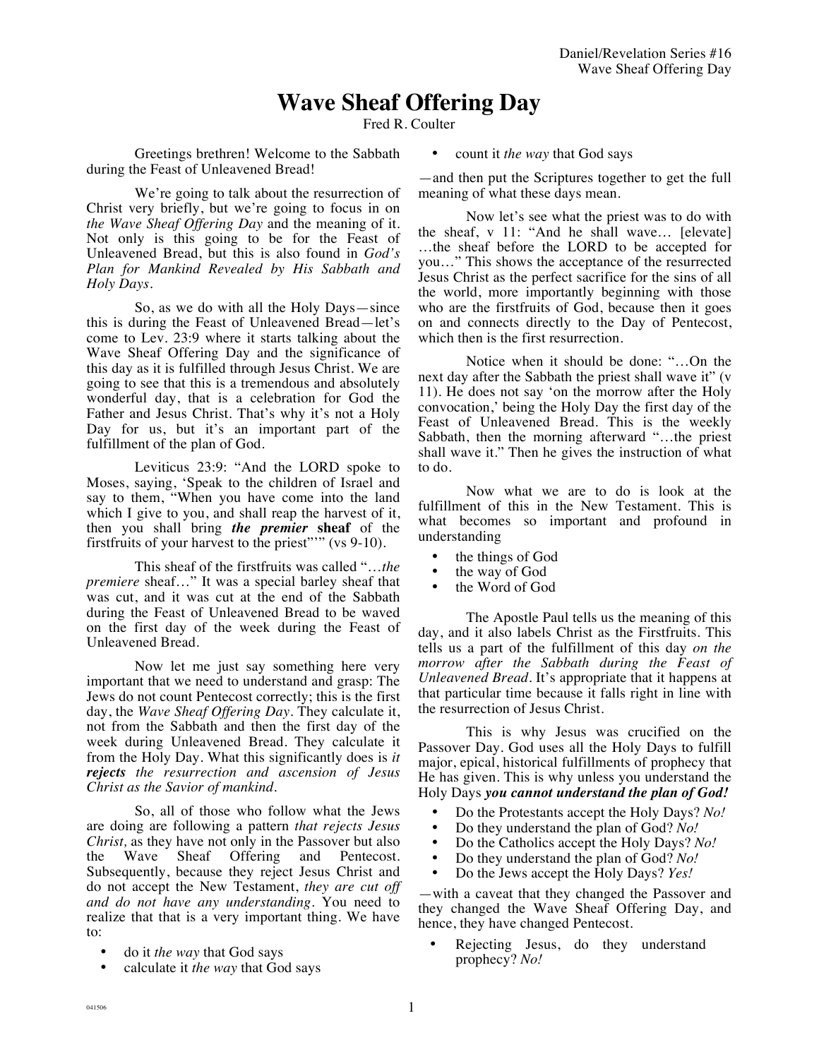# Wave Sheaf Offering Day

Fred R. Coulter

Greetings brethren! Welcome to the Sabbath during the Feast of Unleavened Bread!

We're going to talk about the resurrection of Christ very briefly, but we're going to focus in on *the Wave Sheaf Offering Day* and the meaning of it. Not only is this going to be for the Feast of Unleavened Bread, but this is also found in *God's Plan for Mankind Revealed by His Sabbath and Holy Days*.

So, as we do with all the Holy Days—since this is during the Feast of Unleavened Bread—let's come to Lev. 23:9 where it starts talking about the Wave Sheaf Offering Day and the significance of this day as it is fulfilled through Jesus Christ. We are going to see that this is a tremendous and absolutely wonderful day, that is a celebration for God the Father and Jesus Christ. That's why it's not a Holy Day for us, but it's an important part of the fulfillment of the plan of God.

Leviticus 23:9: "And the LORD spoke to Moses, saying, 'Speak to the children of Israel and say to them, "When you have come into the land which I give to you, and shall reap the harvest of it, then you shall bring ***the premier* sheaf** of the firstfruits of your harvest to the priest"'" (vs 9-10).

This sheaf of the firstfruits was called "…*the premiere* sheaf…" It was a special barley sheaf that was cut, and it was cut at the end of the Sabbath during the Feast of Unleavened Bread to be waved on the first day of the week during the Feast of Unleavened Bread.

Now let me just say something here very important that we need to understand and grasp: The Jews do not count Pentecost correctly; this is the first day, the *Wave Sheaf Offering Day*. They calculate it, not from the Sabbath and then the first day of the week during Unleavened Bread. They calculate it from the Holy Day. What this significantly does is ***it rejects** the resurrection and ascension of Jesus Christ as the Savior of mankind*.

So, all of those who follow what the Jews are doing are following a pattern *that rejects Jesus Christ,* as they have not only in the Passover but also the Wave Sheaf Offering and Pentecost. Subsequently, because they reject Jesus Christ and do not accept the New Testament, *they are cut off and do not have any understanding*. You need to realize that that is a very important thing. We have to:

- do it *the way* that God says
- calculate it *the way* that God says
- count it *the way* that God says

—and then put the Scriptures together to get the full meaning of what these days mean.

Now let's see what the priest was to do with the sheaf, v 11: "And he shall wave… [elevate] …the sheaf before the LORD to be accepted for you…" This shows the acceptance of the resurrected Jesus Christ as the perfect sacrifice for the sins of all the world, more importantly beginning with those who are the firstfruits of God, because then it goes on and connects directly to the Day of Pentecost, which then is the first resurrection.

Notice when it should be done: "…On the next day after the Sabbath the priest shall wave it" (v 11). He does not say 'on the morrow after the Holy convocation,' being the Holy Day the first day of the Feast of Unleavened Bread. This is the weekly Sabbath, then the morning afterward "…the priest shall wave it." Then he gives the instruction of what to do.

Now what we are to do is look at the fulfillment of this in the New Testament. This is what becomes so important and profound in understanding

- the things of God
- the way of God
- the Word of God

The Apostle Paul tells us the meaning of this day, and it also labels Christ as the Firstfruits. This tells us a part of the fulfillment of this day *on the morrow after the Sabbath during the Feast of Unleavened Bread*. It's appropriate that it happens at that particular time because it falls right in line with the resurrection of Jesus Christ.

This is why Jesus was crucified on the Passover Day. God uses all the Holy Days to fulfill major, epical, historical fulfillments of prophecy that He has given. This is why unless you understand the Holy Days ***you cannot understand the plan of God!***

- Do the Protestants accept the Holy Days? *No!*
- Do they understand the plan of God? *No!*
- Do the Catholics accept the Holy Days? *No!*
- Do they understand the plan of God? *No!*
- Do the Jews accept the Holy Days? *Yes!*

—with a caveat that they changed the Passover and they changed the Wave Sheaf Offering Day, and hence, they have changed Pentecost.

- Rejecting Jesus, do they understand prophecy? *No!*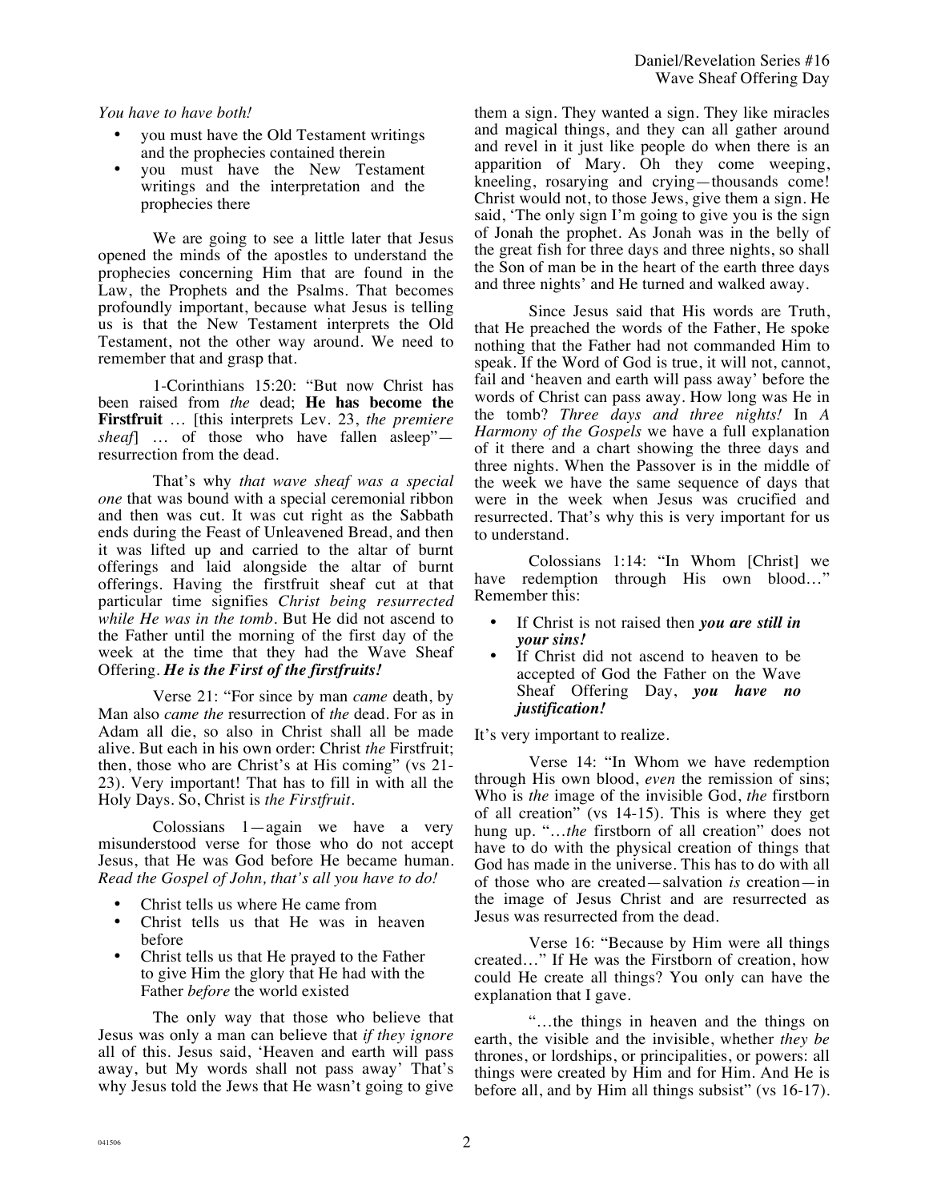*You have to have both!*

- you must have the Old Testament writings and the prophecies contained therein
- you must have the New Testament writings and the interpretation and the prophecies there

We are going to see a little later that Jesus opened the minds of the apostles to understand the prophecies concerning Him that are found in the Law, the Prophets and the Psalms. That becomes profoundly important, because what Jesus is telling us is that the New Testament interprets the Old Testament, not the other way around. We need to remember that and grasp that.

1-Corinthians 15:20: "But now Christ has been raised from *the* dead; **He has become the Firstfruit** … [this interprets Lev. 23, *the premiere sheaf*] … of those who have fallen asleep"—resurrection from the dead.

That's why *that wave sheaf was a special one* that was bound with a special ceremonial ribbon and then was cut. It was cut right as the Sabbath ends during the Feast of Unleavened Bread, and then it was lifted up and carried to the altar of burnt offerings and laid alongside the altar of burnt offerings. Having the firstfruit sheaf cut at that particular time signifies *Christ being resurrected while He was in the tomb*. But He did not ascend to the Father until the morning of the first day of the week at the time that they had the Wave Sheaf Offering. ***He is the First of the firstfruits!***

Verse 21: "For since by man *came* death, by Man also *came the* resurrection of *the* dead. For as in Adam all die, so also in Christ shall all be made alive. But each in his own order: Christ *the* Firstfruit; then, those who are Christ's at His coming" (vs 21-23). Very important! That has to fill in with all the Holy Days. So, Christ is *the Firstfruit*.

Colossians 1—again we have a very misunderstood verse for those who do not accept Jesus, that He was God before He became human. *Read the Gospel of John, that's all you have to do!*

- Christ tells us where He came from
- Christ tells us that He was in heaven before
- Christ tells us that He prayed to the Father to give Him the glory that He had with the Father *before* the world existed

The only way that those who believe that Jesus was only a man can believe that *if they ignore* all of this. Jesus said, 'Heaven and earth will pass away, but My words shall not pass away' That's why Jesus told the Jews that He wasn't going to give them a sign. They wanted a sign. They like miracles and magical things, and they can all gather around and revel in it just like people do when there is an apparition of Mary. Oh they come weeping, kneeling, rosarying and crying—thousands come! Christ would not, to those Jews, give them a sign. He said, 'The only sign I'm going to give you is the sign of Jonah the prophet. As Jonah was in the belly of the great fish for three days and three nights, so shall the Son of man be in the heart of the earth three days and three nights' and He turned and walked away.

Since Jesus said that His words are Truth, that He preached the words of the Father, He spoke nothing that the Father had not commanded Him to speak. If the Word of God is true, it will not, cannot, fail and 'heaven and earth will pass away' before the words of Christ can pass away. How long was He in the tomb? *Three days and three nights!* In *A Harmony of the Gospels* we have a full explanation of it there and a chart showing the three days and three nights. When the Passover is in the middle of the week we have the same sequence of days that were in the week when Jesus was crucified and resurrected. That's why this is very important for us to understand.

Colossians 1:14: "In Whom [Christ] we have redemption through His own blood…" Remember this:

- If Christ is not raised then ***you are still in your sins!***
- If Christ did not ascend to heaven to be accepted of God the Father on the Wave Sheaf Offering Day, ***you have no justification!***

It's very important to realize.

Verse 14: "In Whom we have redemption through His own blood, *even* the remission of sins; Who is *the* image of the invisible God, *the* firstborn of all creation" (vs 14-15). This is where they get hung up. "…*the* firstborn of all creation" does not have to do with the physical creation of things that God has made in the universe. This has to do with all of those who are created—salvation *is* creation—in the image of Jesus Christ and are resurrected as Jesus was resurrected from the dead.

Verse 16: "Because by Him were all things created…" If He was the Firstborn of creation, how could He create all things? You only can have the explanation that I gave.

"…the things in heaven and the things on earth, the visible and the invisible, whether *they be* thrones, or lordships, or principalities, or powers: all things were created by Him and for Him. And He is before all, and by Him all things subsist" (vs 16-17).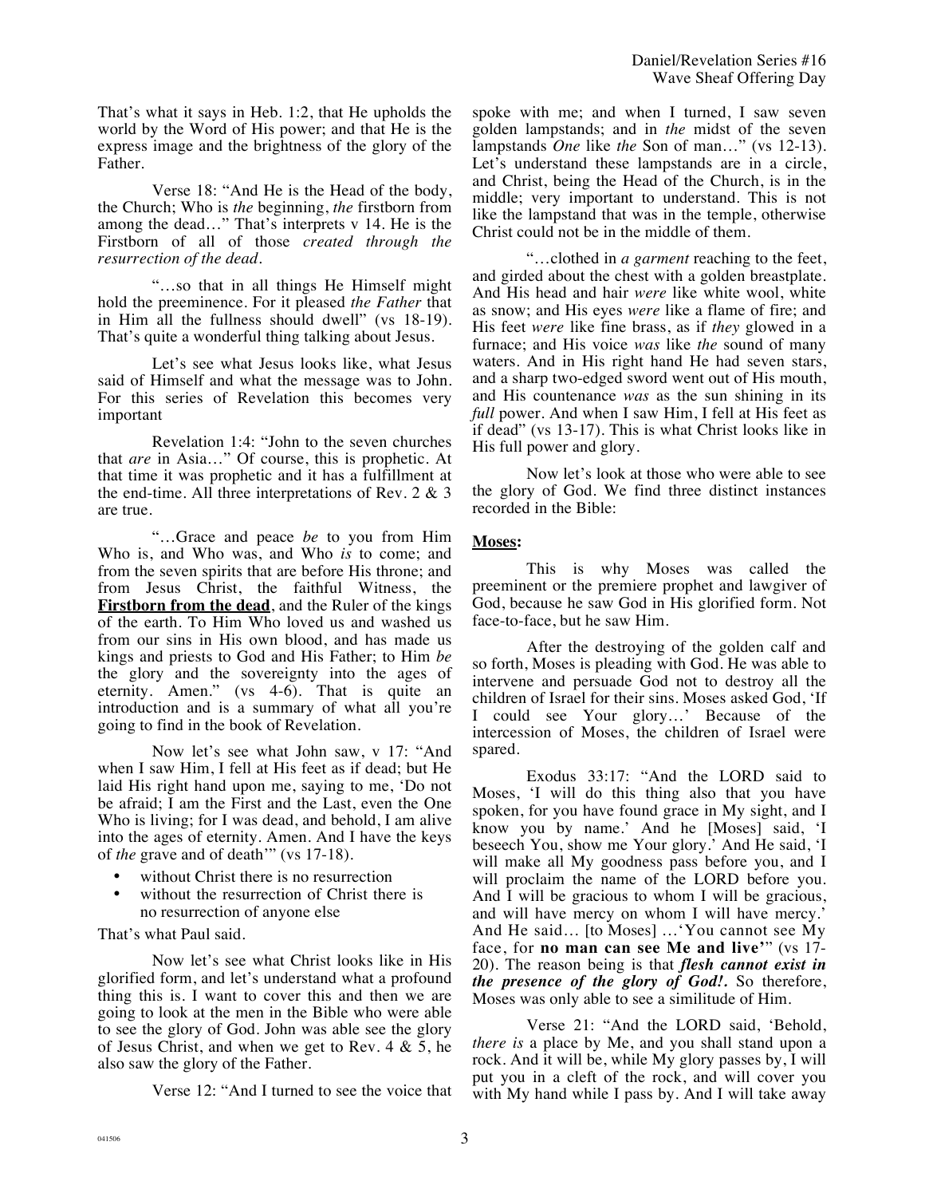That's what it says in Heb. 1:2, that He upholds the world by the Word of His power; and that He is the express image and the brightness of the glory of the Father.

Verse 18: "And He is the Head of the body, the Church; Who is *the* beginning, *the* firstborn from among the dead…" That's interprets v 14. He is the Firstborn of all of those *created through the resurrection of the dead*.

"…so that in all things He Himself might hold the preeminence. For it pleased *the Father* that in Him all the fullness should dwell" (vs 18-19). That's quite a wonderful thing talking about Jesus.

Let's see what Jesus looks like, what Jesus said of Himself and what the message was to John. For this series of Revelation this becomes very important

Revelation 1:4: "John to the seven churches that *are* in Asia…" Of course, this is prophetic. At that time it was prophetic and it has a fulfillment at the end-time. All three interpretations of Rev. 2 & 3 are true.

"…Grace and peace *be* to you from Him Who is, and Who was, and Who *is* to come; and from the seven spirits that are before His throne; and from Jesus Christ, the faithful Witness, the **Firstborn from the dead**, and the Ruler of the kings of the earth. To Him Who loved us and washed us from our sins in His own blood, and has made us kings and priests to God and His Father; to Him *be* the glory and the sovereignty into the ages of eternity. Amen." (vs 4-6). That is quite an introduction and is a summary of what all you're going to find in the book of Revelation.

Now let's see what John saw, v 17: "And when I saw Him, I fell at His feet as if dead; but He laid His right hand upon me, saying to me, 'Do not be afraid; I am the First and the Last, even the One Who is living; for I was dead, and behold, I am alive into the ages of eternity. Amen. And I have the keys of *the* grave and of death'" (vs 17-18).

- without Christ there is no resurrection
- without the resurrection of Christ there is no resurrection of anyone else

That's what Paul said.

Now let's see what Christ looks like in His glorified form, and let's understand what a profound thing this is. I want to cover this and then we are going to look at the men in the Bible who were able to see the glory of God. John was able see the glory of Jesus Christ, and when we get to Rev. 4 & 5, he also saw the glory of the Father.

Verse 12: "And I turned to see the voice that spoke with me; and when I turned, I saw seven golden lampstands; and in *the* midst of the seven lampstands *One* like *the* Son of man…" (vs 12-13). Let's understand these lampstands are in a circle, and Christ, being the Head of the Church, is in the middle; very important to understand. This is not like the lampstand that was in the temple, otherwise Christ could not be in the middle of them.

"…clothed in *a garment* reaching to the feet, and girded about the chest with a golden breastplate. And His head and hair *were* like white wool, white as snow; and His eyes *were* like a flame of fire; and His feet *were* like fine brass, as if *they* glowed in a furnace; and His voice *was* like *the* sound of many waters. And in His right hand He had seven stars, and a sharp two-edged sword went out of His mouth, and His countenance *was* as the sun shining in its *full* power. And when I saw Him, I fell at His feet as if dead" (vs 13-17). This is what Christ looks like in His full power and glory.

Now let's look at those who were able to see the glory of God. We find three distinct instances recorded in the Bible:

**Moses:**

This is why Moses was called the preeminent or the premiere prophet and lawgiver of God, because he saw God in His glorified form. Not face-to-face, but he saw Him.

After the destroying of the golden calf and so forth, Moses is pleading with God. He was able to intervene and persuade God not to destroy all the children of Israel for their sins. Moses asked God, 'If I could see Your glory…' Because of the intercession of Moses, the children of Israel were spared.

Exodus 33:17: "And the LORD said to Moses, 'I will do this thing also that you have spoken, for you have found grace in My sight, and I know you by name.' And he [Moses] said, 'I beseech You, show me Your glory.' And He said, 'I will make all My goodness pass before you, and I will proclaim the name of the LORD before you. And I will be gracious to whom I will be gracious, and will have mercy on whom I will have mercy.' And He said… [to Moses] …'You cannot see My face, for **no man can see Me and live'**" (vs 17-20). The reason being is that ***flesh cannot exist in the presence of the glory of God!.*** So therefore, Moses was only able to see a similitude of Him.

Verse 21: "And the LORD said, 'Behold, *there is* a place by Me, and you shall stand upon a rock. And it will be, while My glory passes by, I will put you in a cleft of the rock, and will cover you with My hand while I pass by. And I will take away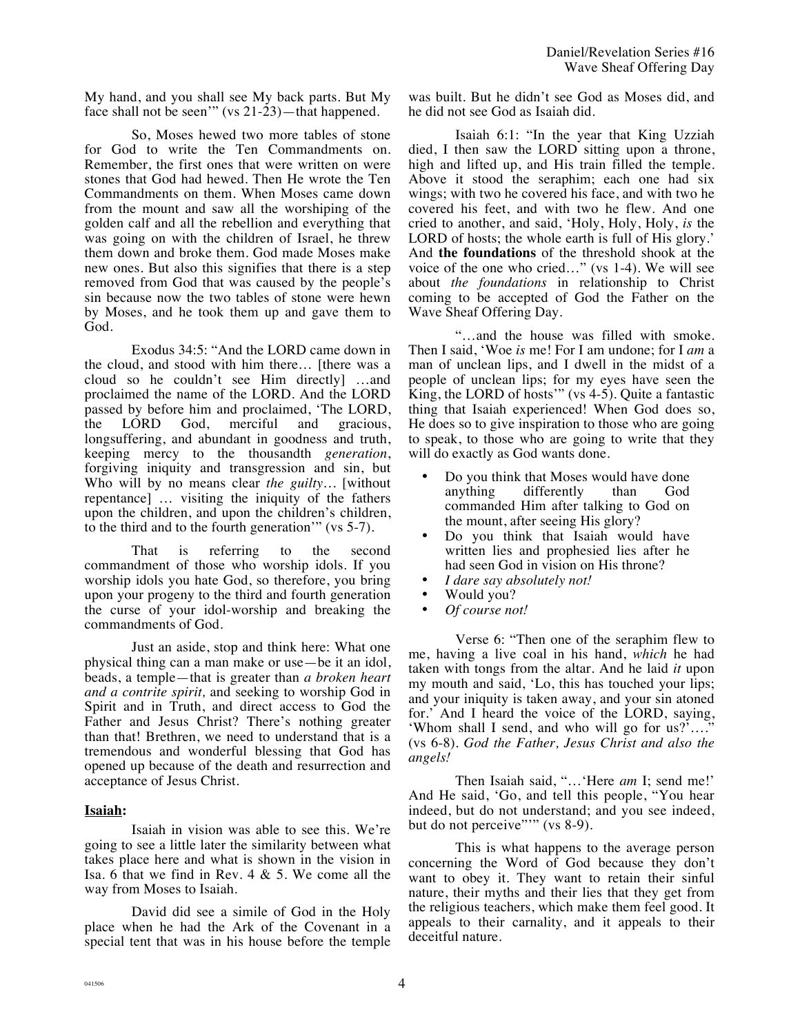My hand, and you shall see My back parts. But My face shall not be seen'" (vs 21-23)—that happened.

So, Moses hewed two more tables of stone for God to write the Ten Commandments on. Remember, the first ones that were written on were stones that God had hewed. Then He wrote the Ten Commandments on them. When Moses came down from the mount and saw all the worshiping of the golden calf and all the rebellion and everything that was going on with the children of Israel, he threw them down and broke them. God made Moses make new ones. But also this signifies that there is a step removed from God that was caused by the people's sin because now the two tables of stone were hewn by Moses, and he took them up and gave them to God.

Exodus 34:5: "And the LORD came down in the cloud, and stood with him there… [there was a cloud so he couldn't see Him directly] …and proclaimed the name of the LORD. And the LORD passed by before him and proclaimed, 'The LORD, the LORD God, merciful and gracious, longsuffering, and abundant in goodness and truth, keeping mercy to the thousandth *generation*, forgiving iniquity and transgression and sin, but Who will by no means clear *the guilty*… [without repentance] … visiting the iniquity of the fathers upon the children, and upon the children's children, to the third and to the fourth generation'" (vs 5-7).

That is referring to the second commandment of those who worship idols. If you worship idols you hate God, so therefore, you bring upon your progeny to the third and fourth generation the curse of your idol-worship and breaking the commandments of God.

Just an aside, stop and think here: What one physical thing can a man make or use—be it an idol, beads, a temple—that is greater than *a broken heart and a contrite spirit,* and seeking to worship God in Spirit and in Truth, and direct access to God the Father and Jesus Christ? There's nothing greater than that! Brethren, we need to understand that is a tremendous and wonderful blessing that God has opened up because of the death and resurrection and acceptance of Jesus Christ.

**Isaiah:**

Isaiah in vision was able to see this. We're going to see a little later the similarity between what takes place here and what is shown in the vision in Isa. 6 that we find in Rev. 4 & 5. We come all the way from Moses to Isaiah.

David did see a simile of God in the Holy place when he had the Ark of the Covenant in a special tent that was in his house before the temple was built. But he didn't see God as Moses did, and he did not see God as Isaiah did.

Isaiah 6:1: "In the year that King Uzziah died, I then saw the LORD sitting upon a throne, high and lifted up, and His train filled the temple. Above it stood the seraphim; each one had six wings; with two he covered his face, and with two he covered his feet, and with two he flew. And one cried to another, and said, 'Holy, Holy, Holy, *is* the LORD of hosts; the whole earth is full of His glory.' And **the foundations** of the threshold shook at the voice of the one who cried…" (vs 1-4). We will see about *the foundations* in relationship to Christ coming to be accepted of God the Father on the Wave Sheaf Offering Day.

"…and the house was filled with smoke. Then I said, 'Woe *is* me! For I am undone; for I *am* a man of unclean lips, and I dwell in the midst of a people of unclean lips; for my eyes have seen the King, the LORD of hosts'" (vs 4-5). Quite a fantastic thing that Isaiah experienced! When God does so, He does so to give inspiration to those who are going to speak, to those who are going to write that they will do exactly as God wants done.

- Do you think that Moses would have done anything differently than God commanded Him after talking to God on the mount, after seeing His glory?
- Do you think that Isaiah would have written lies and prophesied lies after he had seen God in vision on His throne?
- *I dare say absolutely not!*
- Would you?
- *Of course not!*

Verse 6: "Then one of the seraphim flew to me, having a live coal in his hand, *which* he had taken with tongs from the altar. And he laid *it* upon my mouth and said, 'Lo, this has touched your lips; and your iniquity is taken away, and your sin atoned for.' And I heard the voice of the LORD, saying, 'Whom shall I send, and who will go for us?'…." (vs 6-8). *God the Father, Jesus Christ and also the angels!*

Then Isaiah said, "…'Here *am* I; send me!' And He said, 'Go, and tell this people, "You hear indeed, but do not understand; and you see indeed, but do not perceive"'" (vs 8-9).

This is what happens to the average person concerning the Word of God because they don't want to obey it. They want to retain their sinful nature, their myths and their lies that they get from the religious teachers, which make them feel good. It appeals to their carnality, and it appeals to their deceitful nature.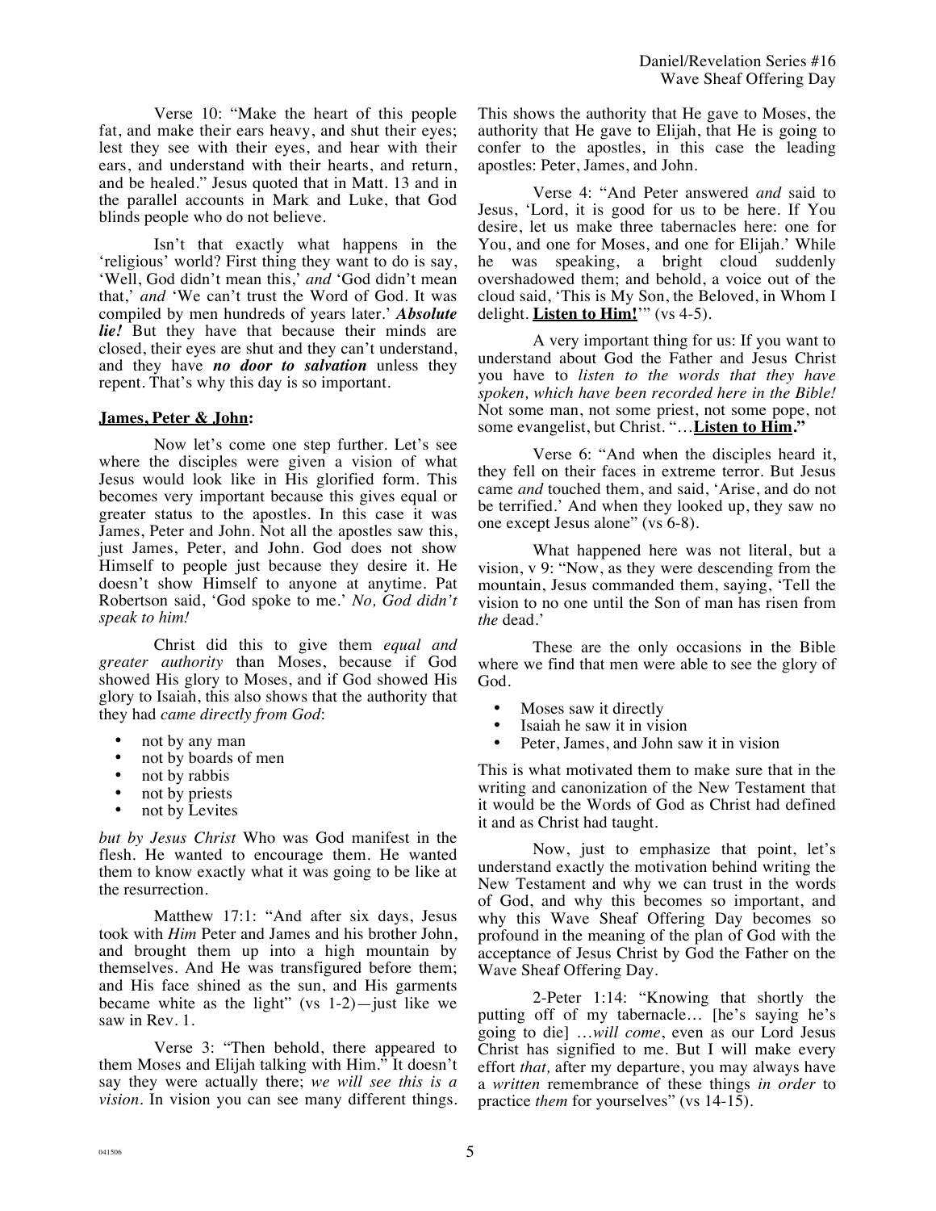Verse 10: "Make the heart of this people fat, and make their ears heavy, and shut their eyes; lest they see with their eyes, and hear with their ears, and understand with their hearts, and return, and be healed." Jesus quoted that in Matt. 13 and in the parallel accounts in Mark and Luke, that God blinds people who do not believe.

Isn't that exactly what happens in the 'religious' world? First thing they want to do is say, 'Well, God didn't mean this,' *and* 'God didn't mean that,' *and* 'We can't trust the Word of God. It was compiled by men hundreds of years later.' ***Absolute lie!*** But they have that because their minds are closed, their eyes are shut and they can't understand, and they have ***no door to salvation*** unless they repent. That's why this day is so important.

**James, Peter & John:**

Now let's come one step further. Let's see where the disciples were given a vision of what Jesus would look like in His glorified form. This becomes very important because this gives equal or greater status to the apostles. In this case it was James, Peter and John. Not all the apostles saw this, just James, Peter, and John. God does not show Himself to people just because they desire it. He doesn't show Himself to anyone at anytime. Pat Robertson said, 'God spoke to me.' *No, God didn't speak to him!*

Christ did this to give them *equal and greater authority* than Moses, because if God showed His glory to Moses, and if God showed His glory to Isaiah, this also shows that the authority that they had *came directly from God*:

- not by any man
- not by boards of men
- not by rabbis
- not by priests
- not by Levites

*but by Jesus Christ* Who was God manifest in the flesh. He wanted to encourage them. He wanted them to know exactly what it was going to be like at the resurrection.

Matthew 17:1: "And after six days, Jesus took with *Him* Peter and James and his brother John, and brought them up into a high mountain by themselves. And He was transfigured before them; and His face shined as the sun, and His garments became white as the light" (vs 1-2)—just like we saw in Rev. 1.

Verse 3: "Then behold, there appeared to them Moses and Elijah talking with Him." It doesn't say they were actually there; *we will see this is a vision*. In vision you can see many different things. This shows the authority that He gave to Moses, the authority that He gave to Elijah, that He is going to confer to the apostles, in this case the leading apostles: Peter, James, and John.

Verse 4: "And Peter answered *and* said to Jesus, 'Lord, it is good for us to be here. If You desire, let us make three tabernacles here: one for You, and one for Moses, and one for Elijah.' While he was speaking, a bright cloud suddenly overshadowed them; and behold, a voice out of the cloud said, 'This is My Son, the Beloved, in Whom I delight. **Listen to Him!**'" (vs 4-5).

A very important thing for us: If you want to understand about God the Father and Jesus Christ you have to *listen to the words that they have spoken, which have been recorded here in the Bible!* Not some man, not some priest, not some pope, not some evangelist, but Christ. "…**Listen to Him.**"

Verse 6: "And when the disciples heard it, they fell on their faces in extreme terror. But Jesus came *and* touched them, and said, 'Arise, and do not be terrified.' And when they looked up, they saw no one except Jesus alone" (vs 6-8).

What happened here was not literal, but a vision, v 9: "Now, as they were descending from the mountain, Jesus commanded them, saying, 'Tell the vision to no one until the Son of man has risen from *the* dead.'

These are the only occasions in the Bible where we find that men were able to see the glory of God.

- Moses saw it directly
- Isaiah he saw it in vision
- Peter, James, and John saw it in vision

This is what motivated them to make sure that in the writing and canonization of the New Testament that it would be the Words of God as Christ had defined it and as Christ had taught.

Now, just to emphasize that point, let's understand exactly the motivation behind writing the New Testament and why we can trust in the words of God, and why this becomes so important, and why this Wave Sheaf Offering Day becomes so profound in the meaning of the plan of God with the acceptance of Jesus Christ by God the Father on the Wave Sheaf Offering Day.

2-Peter 1:14: "Knowing that shortly the putting off of my tabernacle… [he's saying he's going to die] …*will come*, even as our Lord Jesus Christ has signified to me. But I will make every effort *that,* after my departure, you may always have a *written* remembrance of these things *in order* to practice *them* for yourselves" (vs 14-15).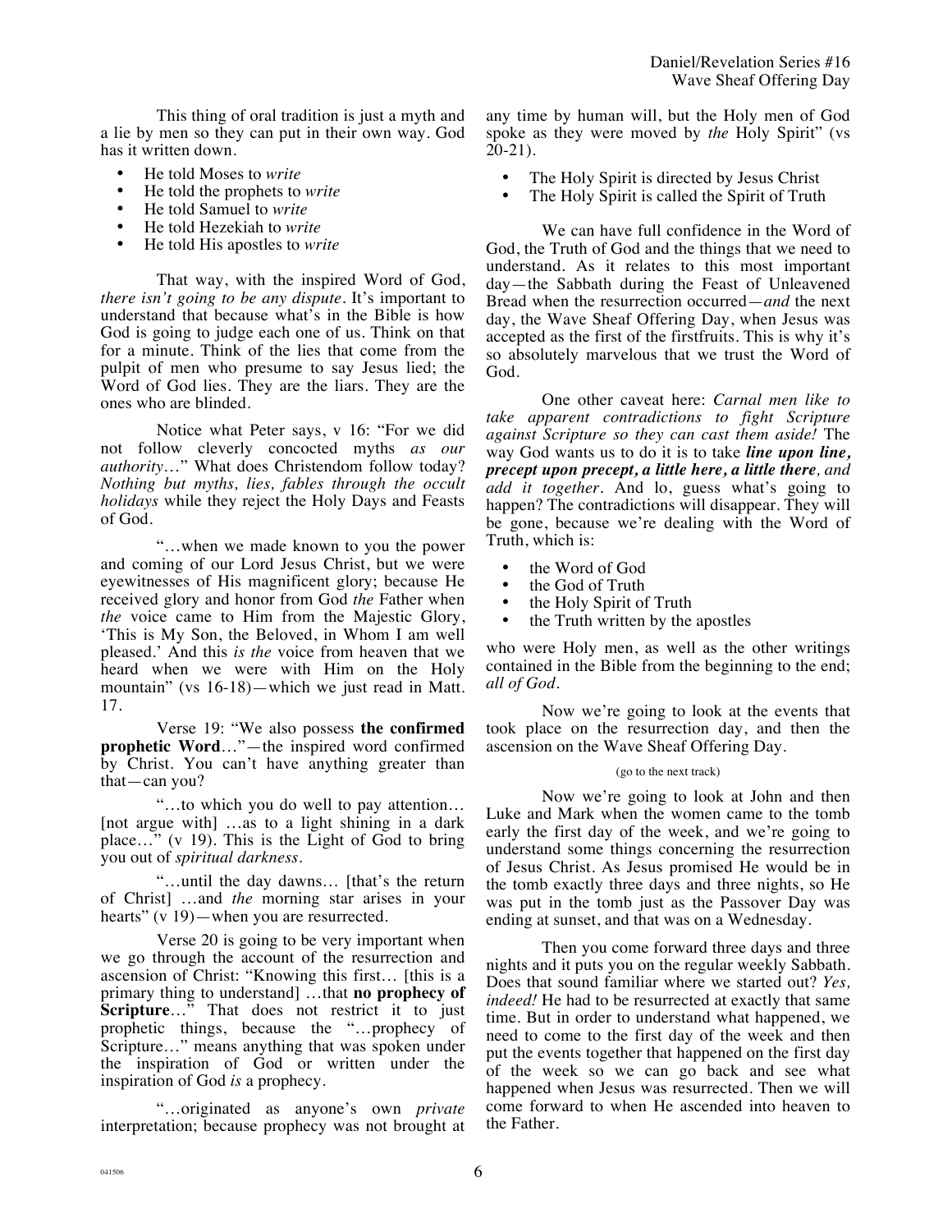This thing of oral tradition is just a myth and a lie by men so they can put in their own way. God has it written down.

- He told Moses to *write*
- He told the prophets to *write*
- He told Samuel to *write*
- He told Hezekiah to *write*
- He told His apostles to *write*

That way, with the inspired Word of God, *there isn't going to be any dispute*. It's important to understand that because what's in the Bible is how God is going to judge each one of us. Think on that for a minute. Think of the lies that come from the pulpit of men who presume to say Jesus lied; the Word of God lies. They are the liars. They are the ones who are blinded.

Notice what Peter says, v 16: "For we did not follow cleverly concocted myths *as our authority*…" What does Christendom follow today? *Nothing but myths, lies, fables through the occult holidays* while they reject the Holy Days and Feasts of God.

"…when we made known to you the power and coming of our Lord Jesus Christ, but we were eyewitnesses of His magnificent glory; because He received glory and honor from God *the* Father when *the* voice came to Him from the Majestic Glory, 'This is My Son, the Beloved, in Whom I am well pleased.' And this *is the* voice from heaven that we heard when we were with Him on the Holy mountain" (vs 16-18)—which we just read in Matt. 17.

Verse 19: "We also possess **the confirmed prophetic Word**…"—the inspired word confirmed by Christ. You can't have anything greater than that—can you?

"…to which you do well to pay attention… [not argue with] …as to a light shining in a dark place…" (v 19). This is the Light of God to bring you out of *spiritual darkness*.

"…until the day dawns… [that's the return of Christ] …and *the* morning star arises in your hearts" (v 19)—when you are resurrected.

Verse 20 is going to be very important when we go through the account of the resurrection and ascension of Christ: "Knowing this first… [this is a primary thing to understand] …that **no prophecy of Scripture**…" That does not restrict it to just prophetic things, because the "…prophecy of Scripture…" means anything that was spoken under the inspiration of God or written under the inspiration of God *is* a prophecy.

"…originated as anyone's own *private* interpretation; because prophecy was not brought at any time by human will, but the Holy men of God spoke as they were moved by *the* Holy Spirit" (vs 20-21).

- The Holy Spirit is directed by Jesus Christ
- The Holy Spirit is called the Spirit of Truth

We can have full confidence in the Word of God, the Truth of God and the things that we need to understand. As it relates to this most important day—the Sabbath during the Feast of Unleavened Bread when the resurrection occurred—*and* the next day, the Wave Sheaf Offering Day, when Jesus was accepted as the first of the firstfruits. This is why it's so absolutely marvelous that we trust the Word of God.

One other caveat here: *Carnal men like to take apparent contradictions to fight Scripture against Scripture so they can cast them aside!* The way God wants us to do it is to take ***line upon line, precept upon precept, a little here, a little there****, and add it together*. And lo, guess what's going to happen? The contradictions will disappear. They will be gone, because we're dealing with the Word of Truth, which is:

- the Word of God
- the God of Truth
- the Holy Spirit of Truth
- the Truth written by the apostles

who were Holy men, as well as the other writings contained in the Bible from the beginning to the end; *all of God*.

Now we're going to look at the events that took place on the resurrection day, and then the ascension on the Wave Sheaf Offering Day.

(go to the next track)

Now we're going to look at John and then Luke and Mark when the women came to the tomb early the first day of the week, and we're going to understand some things concerning the resurrection of Jesus Christ. As Jesus promised He would be in the tomb exactly three days and three nights, so He was put in the tomb just as the Passover Day was ending at sunset, and that was on a Wednesday.

Then you come forward three days and three nights and it puts you on the regular weekly Sabbath. Does that sound familiar where we started out? *Yes, indeed!* He had to be resurrected at exactly that same time. But in order to understand what happened, we need to come to the first day of the week and then put the events together that happened on the first day of the week so we can go back and see what happened when Jesus was resurrected. Then we will come forward to when He ascended into heaven to the Father.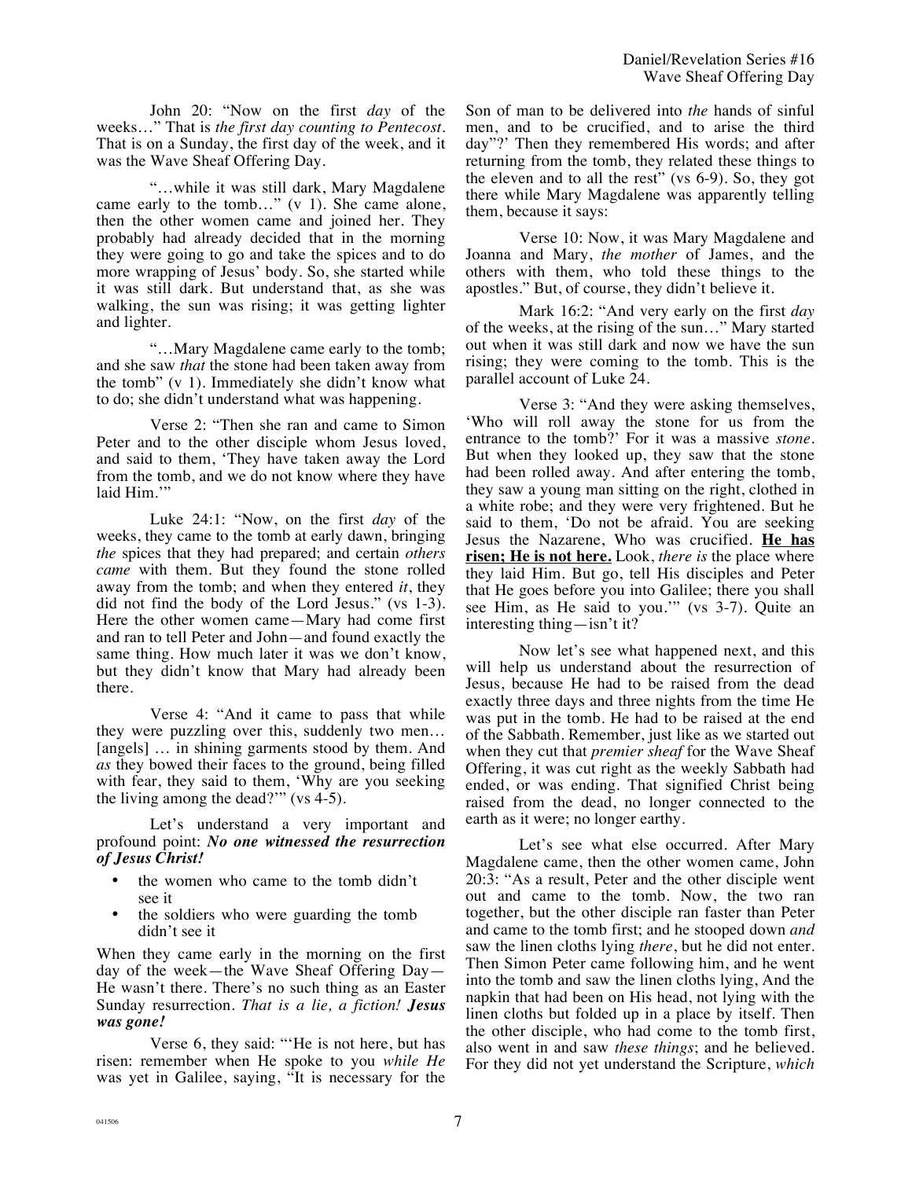John 20: "Now on the first *day* of the weeks…" That is *the first day counting to Pentecost*. That is on a Sunday, the first day of the week, and it was the Wave Sheaf Offering Day.

"…while it was still dark, Mary Magdalene came early to the tomb…" (v 1). She came alone, then the other women came and joined her. They probably had already decided that in the morning they were going to go and take the spices and to do more wrapping of Jesus' body. So, she started while it was still dark. But understand that, as she was walking, the sun was rising; it was getting lighter and lighter.

"…Mary Magdalene came early to the tomb; and she saw *that* the stone had been taken away from the tomb" (v 1). Immediately she didn't know what to do; she didn't understand what was happening.

Verse 2: "Then she ran and came to Simon Peter and to the other disciple whom Jesus loved, and said to them, 'They have taken away the Lord from the tomb, and we do not know where they have laid Him.'"

Luke 24:1: "Now, on the first *day* of the weeks, they came to the tomb at early dawn, bringing *the* spices that they had prepared; and certain *others came* with them. But they found the stone rolled away from the tomb; and when they entered *it*, they did not find the body of the Lord Jesus." (vs 1-3). Here the other women came—Mary had come first and ran to tell Peter and John—and found exactly the same thing. How much later it was we don't know, but they didn't know that Mary had already been there.

Verse 4: "And it came to pass that while they were puzzling over this, suddenly two men… [angels] … in shining garments stood by them. And *as* they bowed their faces to the ground, being filled with fear, they said to them, 'Why are you seeking the living among the dead?'" (vs 4-5).

Let's understand a very important and profound point: ***No one witnessed the resurrection of Jesus Christ!***

- the women who came to the tomb didn't see it
- the soldiers who were guarding the tomb didn't see it

When they came early in the morning on the first day of the week—the Wave Sheaf Offering Day—He wasn't there. There's no such thing as an Easter Sunday resurrection. *That is a lie, a fiction!* ***Jesus was gone!***

Verse 6, they said: "'He is not here, but has risen: remember when He spoke to you *while He* was yet in Galilee, saying, "It is necessary for the Son of man to be delivered into *the* hands of sinful men, and to be crucified, and to arise the third day"?' Then they remembered His words; and after returning from the tomb, they related these things to the eleven and to all the rest" (vs 6-9). So, they got there while Mary Magdalene was apparently telling them, because it says:

Verse 10: Now, it was Mary Magdalene and Joanna and Mary, *the mother* of James, and the others with them, who told these things to the apostles." But, of course, they didn't believe it.

Mark 16:2: "And very early on the first *day* of the weeks, at the rising of the sun…" Mary started out when it was still dark and now we have the sun rising; they were coming to the tomb. This is the parallel account of Luke 24.

Verse 3: "And they were asking themselves, 'Who will roll away the stone for us from the entrance to the tomb?' For it was a massive *stone*. But when they looked up, they saw that the stone had been rolled away. And after entering the tomb, they saw a young man sitting on the right, clothed in a white robe; and they were very frightened. But he said to them, 'Do not be afraid. You are seeking Jesus the Nazarene, Who was crucified. **<u>He has risen; He is not here.</u>** Look, *there is* the place where they laid Him. But go, tell His disciples and Peter that He goes before you into Galilee; there you shall see Him, as He said to you.'" (vs 3-7). Quite an interesting thing—isn't it?

Now let's see what happened next, and this will help us understand about the resurrection of Jesus, because He had to be raised from the dead exactly three days and three nights from the time He was put in the tomb. He had to be raised at the end of the Sabbath. Remember, just like as we started out when they cut that *premier sheaf* for the Wave Sheaf Offering, it was cut right as the weekly Sabbath had ended, or was ending. That signified Christ being raised from the dead, no longer connected to the earth as it were; no longer earthy.

Let's see what else occurred. After Mary Magdalene came, then the other women came, John 20:3: "As a result, Peter and the other disciple went out and came to the tomb. Now, the two ran together, but the other disciple ran faster than Peter and came to the tomb first; and he stooped down *and* saw the linen cloths lying *there*, but he did not enter. Then Simon Peter came following him, and he went into the tomb and saw the linen cloths lying, And the napkin that had been on His head, not lying with the linen cloths but folded up in a place by itself. Then the other disciple, who had come to the tomb first, also went in and saw *these things*; and he believed. For they did not yet understand the Scripture, *which*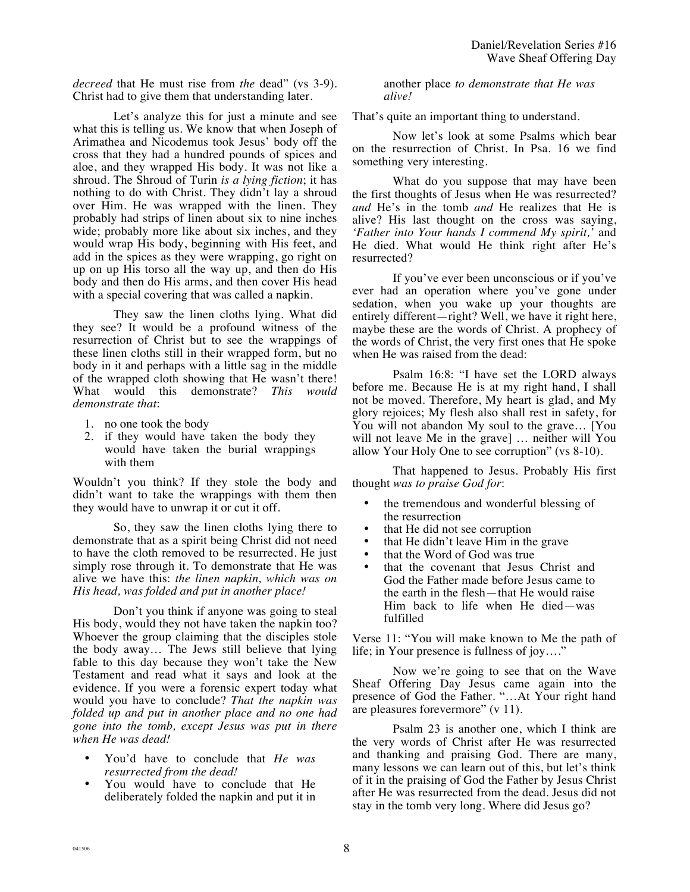*decreed* that He must rise from *the* dead" (vs 3-9). Christ had to give them that understanding later.

Let's analyze this for just a minute and see what this is telling us. We know that when Joseph of Arimathea and Nicodemus took Jesus' body off the cross that they had a hundred pounds of spices and aloe, and they wrapped His body. It was not like a shroud. The Shroud of Turin *is a lying fiction*; it has nothing to do with Christ. They didn't lay a shroud over Him. He was wrapped with the linen. They probably had strips of linen about six to nine inches wide; probably more like about six inches, and they would wrap His body, beginning with His feet, and add in the spices as they were wrapping, go right on up on up His torso all the way up, and then do His body and then do His arms, and then cover His head with a special covering that was called a napkin.

They saw the linen cloths lying. What did they see? It would be a profound witness of the resurrection of Christ but to see the wrappings of these linen cloths still in their wrapped form, but no body in it and perhaps with a little sag in the middle of the wrapped cloth showing that He wasn't there! What would this demonstrate? *This would demonstrate that*:

1. no one took the body
2. if they would have taken the body they would have taken the burial wrappings with them

Wouldn't you think? If they stole the body and didn't want to take the wrappings with them then they would have to unwrap it or cut it off.

So, they saw the linen cloths lying there to demonstrate that as a spirit being Christ did not need to have the cloth removed to be resurrected. He just simply rose through it. To demonstrate that He was alive we have this: *the linen napkin, which was on His head, was folded and put in another place!*

Don't you think if anyone was going to steal His body, would they not have taken the napkin too? Whoever the group claiming that the disciples stole the body away… The Jews still believe that lying fable to this day because they won't take the New Testament and read what it says and look at the evidence. If you were a forensic expert today what would you have to conclude? *That the napkin was folded up and put in another place and no one had gone into the tomb, except Jesus was put in there when He was dead!*

- You'd have to conclude that *He was resurrected from the dead!*
- You would have to conclude that He deliberately folded the napkin and put it in another place *to demonstrate that He was alive!*

That's quite an important thing to understand.

Now let's look at some Psalms which bear on the resurrection of Christ. In Psa. 16 we find something very interesting.

What do you suppose that may have been the first thoughts of Jesus when He was resurrected? *and* He's in the tomb *and* He realizes that He is alive? His last thought on the cross was saying, *'Father into Your hands I commend My spirit,'* and He died. What would He think right after He's resurrected?

If you've ever been unconscious or if you've ever had an operation where you've gone under sedation, when you wake up your thoughts are entirely different—right? Well, we have it right here, maybe these are the words of Christ. A prophecy of the words of Christ, the very first ones that He spoke when He was raised from the dead:

Psalm 16:8: "I have set the LORD always before me. Because He is at my right hand, I shall not be moved. Therefore, My heart is glad, and My glory rejoices; My flesh also shall rest in safety, for You will not abandon My soul to the grave… [You will not leave Me in the grave] … neither will You allow Your Holy One to see corruption" (vs 8-10).

That happened to Jesus. Probably His first thought *was to praise God for*:

- the tremendous and wonderful blessing of the resurrection
- that He did not see corruption
- that He didn't leave Him in the grave
- that the Word of God was true
- that the covenant that Jesus Christ and God the Father made before Jesus came to the earth in the flesh—that He would raise Him back to life when He died—was fulfilled

Verse 11: "You will make known to Me the path of life; in Your presence is fullness of joy…."

Now we're going to see that on the Wave Sheaf Offering Day Jesus came again into the presence of God the Father. "…At Your right hand are pleasures forevermore" (v 11).

Psalm 23 is another one, which I think are the very words of Christ after He was resurrected and thanking and praising God. There are many, many lessons we can learn out of this, but let's think of it in the praising of God the Father by Jesus Christ after He was resurrected from the dead. Jesus did not stay in the tomb very long. Where did Jesus go?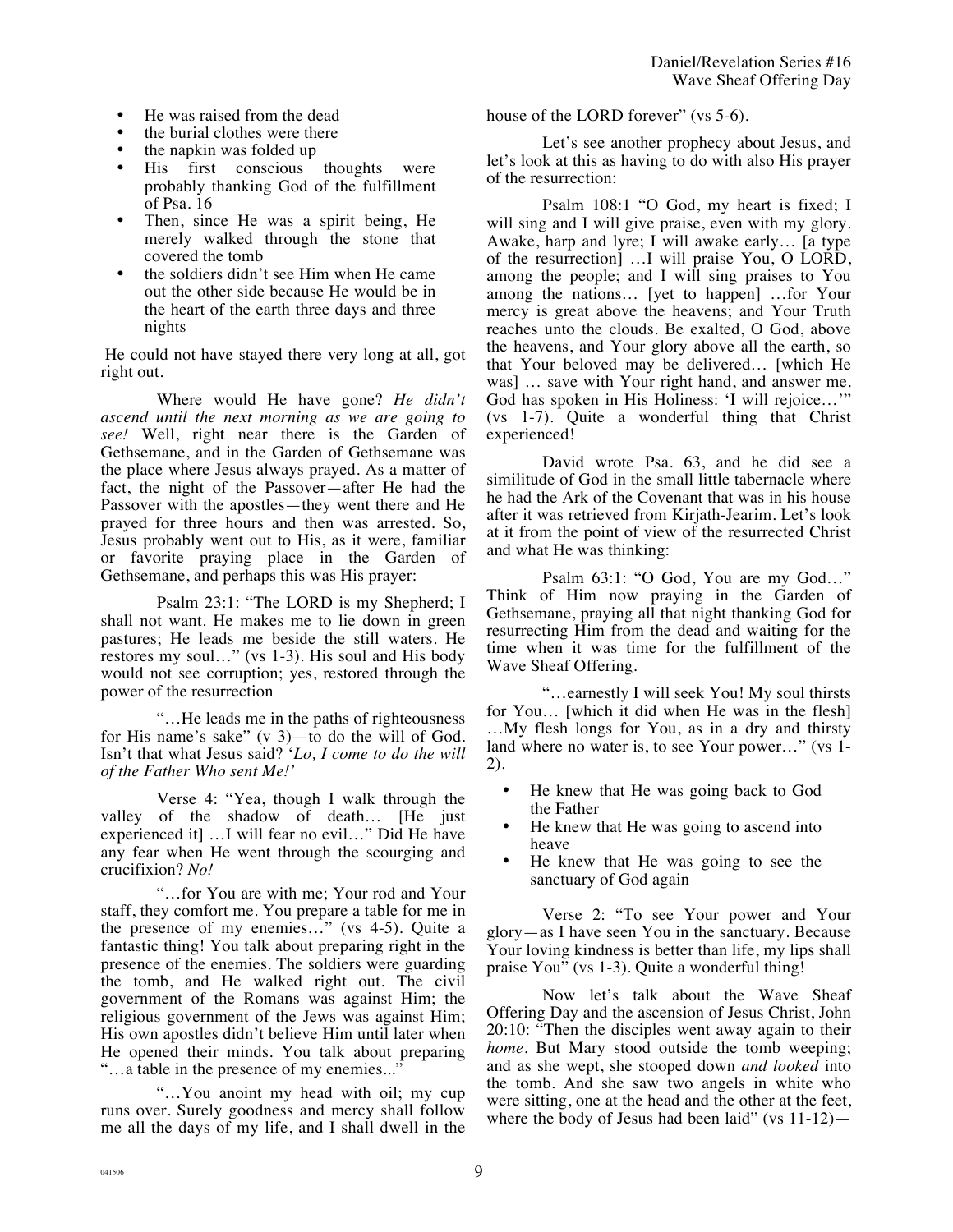- He was raised from the dead
- the burial clothes were there
- the napkin was folded up
- His first conscious thoughts were probably thanking God of the fulfillment of Psa. 16
- Then, since He was a spirit being, He merely walked through the stone that covered the tomb
- the soldiers didn't see Him when He came out the other side because He would be in the heart of the earth three days and three nights

He could not have stayed there very long at all, got right out.

Where would He have gone? *He didn't ascend until the next morning as we are going to see!* Well, right near there is the Garden of Gethsemane, and in the Garden of Gethsemane was the place where Jesus always prayed. As a matter of fact, the night of the Passover—after He had the Passover with the apostles—they went there and He prayed for three hours and then was arrested. So, Jesus probably went out to His, as it were, familiar or favorite praying place in the Garden of Gethsemane, and perhaps this was His prayer:

Psalm 23:1: "The LORD is my Shepherd; I shall not want. He makes me to lie down in green pastures; He leads me beside the still waters. He restores my soul…" (vs 1-3). His soul and His body would not see corruption; yes, restored through the power of the resurrection

"…He leads me in the paths of righteousness for His name's sake" (v 3)—to do the will of God. Isn't that what Jesus said? '*Lo, I come to do the will of the Father Who sent Me!'*

Verse 4: "Yea, though I walk through the valley of the shadow of death… [He just experienced it] …I will fear no evil…" Did He have any fear when He went through the scourging and crucifixion? *No!*

"…for You are with me; Your rod and Your staff, they comfort me. You prepare a table for me in the presence of my enemies…" (vs 4-5). Quite a fantastic thing! You talk about preparing right in the presence of the enemies. The soldiers were guarding the tomb, and He walked right out. The civil government of the Romans was against Him; the religious government of the Jews was against Him; His own apostles didn't believe Him until later when He opened their minds. You talk about preparing "…a table in the presence of my enemies..."

"…You anoint my head with oil; my cup runs over. Surely goodness and mercy shall follow me all the days of my life, and I shall dwell in the house of the LORD forever" (vs 5-6).

Let's see another prophecy about Jesus, and let's look at this as having to do with also His prayer of the resurrection:

Psalm 108:1 "O God, my heart is fixed; I will sing and I will give praise, even with my glory. Awake, harp and lyre; I will awake early… [a type of the resurrection] …I will praise You, O LORD, among the people; and I will sing praises to You among the nations… [yet to happen] …for Your mercy is great above the heavens; and Your Truth reaches unto the clouds. Be exalted, O God, above the heavens, and Your glory above all the earth, so that Your beloved may be delivered… [which He was] … save with Your right hand, and answer me. God has spoken in His Holiness: 'I will rejoice…'" (vs 1-7). Quite a wonderful thing that Christ experienced!

David wrote Psa. 63, and he did see a similitude of God in the small little tabernacle where he had the Ark of the Covenant that was in his house after it was retrieved from Kirjath-Jearim. Let's look at it from the point of view of the resurrected Christ and what He was thinking:

Psalm 63:1: "O God, You are my God…" Think of Him now praying in the Garden of Gethsemane, praying all that night thanking God for resurrecting Him from the dead and waiting for the time when it was time for the fulfillment of the Wave Sheaf Offering.

"…earnestly I will seek You! My soul thirsts for You… [which it did when He was in the flesh] …My flesh longs for You, as in a dry and thirsty land where no water is, to see Your power…" (vs 1-2).

- He knew that He was going back to God the Father
- He knew that He was going to ascend into heave
- He knew that He was going to see the sanctuary of God again

Verse 2: "To see Your power and Your glory—as I have seen You in the sanctuary. Because Your loving kindness is better than life, my lips shall praise You" (vs 1-3). Quite a wonderful thing!

Now let's talk about the Wave Sheaf Offering Day and the ascension of Jesus Christ, John 20:10: "Then the disciples went away again to their *home*. But Mary stood outside the tomb weeping; and as she wept, she stooped down *and looked* into the tomb. And she saw two angels in white who were sitting, one at the head and the other at the feet, where the body of Jesus had been laid" (vs 11-12)—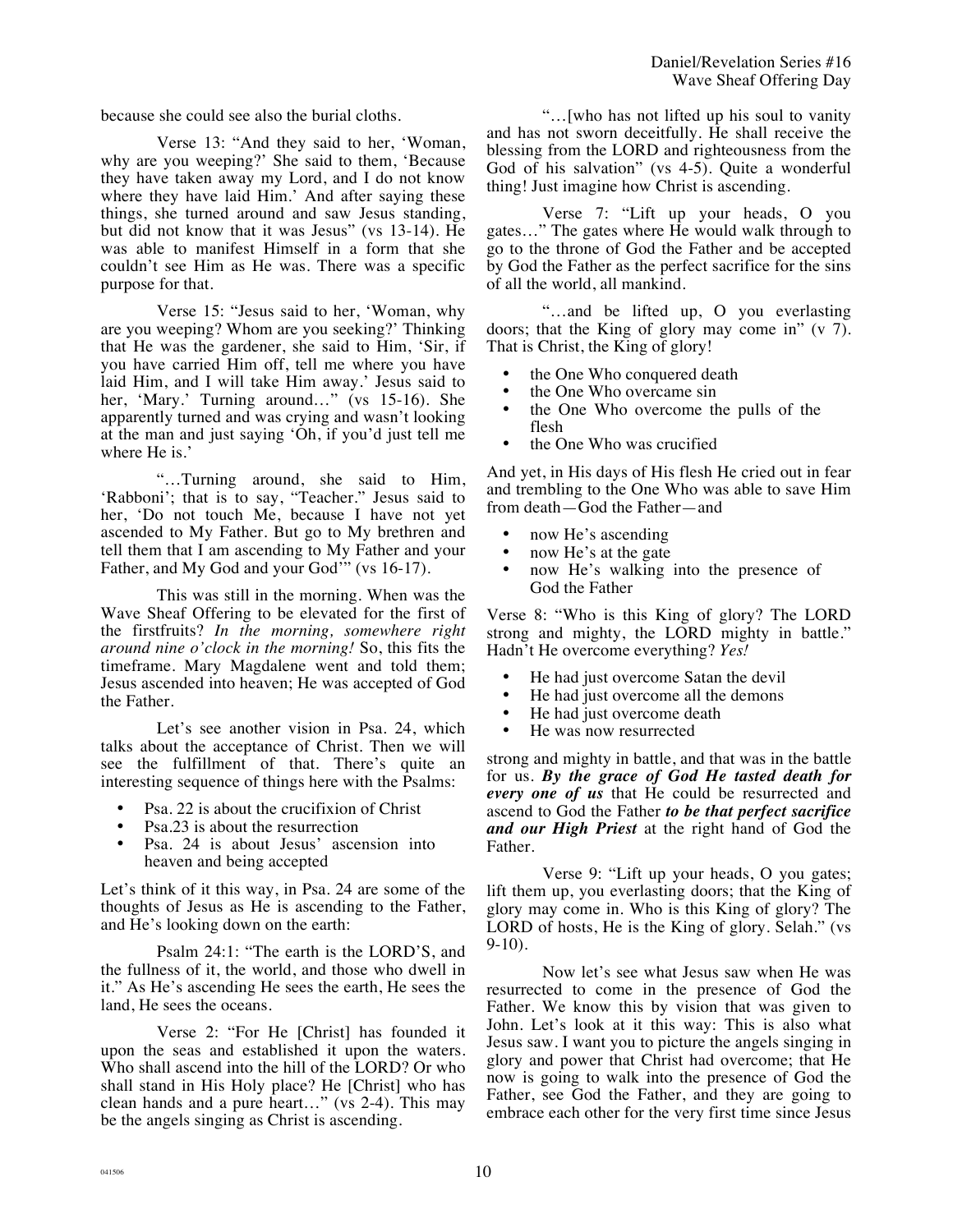because she could see also the burial cloths.

Verse 13: "And they said to her, 'Woman, why are you weeping?' She said to them, 'Because they have taken away my Lord, and I do not know where they have laid Him.' And after saying these things, she turned around and saw Jesus standing, but did not know that it was Jesus" (vs 13-14). He was able to manifest Himself in a form that she couldn't see Him as He was. There was a specific purpose for that.

Verse 15: "Jesus said to her, 'Woman, why are you weeping? Whom are you seeking?' Thinking that He was the gardener, she said to Him, 'Sir, if you have carried Him off, tell me where you have laid Him, and I will take Him away.' Jesus said to her, 'Mary.' Turning around…" (vs 15-16). She apparently turned and was crying and wasn't looking at the man and just saying 'Oh, if you'd just tell me where He is.'

"…Turning around, she said to Him, 'Rabboni'; that is to say, "Teacher." Jesus said to her, 'Do not touch Me, because I have not yet ascended to My Father. But go to My brethren and tell them that I am ascending to My Father and your Father, and My God and your God'" (vs 16-17).

This was still in the morning. When was the Wave Sheaf Offering to be elevated for the first of the firstfruits? *In the morning, somewhere right around nine o'clock in the morning!* So, this fits the timeframe. Mary Magdalene went and told them; Jesus ascended into heaven; He was accepted of God the Father.

Let's see another vision in Psa. 24, which talks about the acceptance of Christ. Then we will see the fulfillment of that. There's quite an interesting sequence of things here with the Psalms:

- Psa. 22 is about the crucifixion of Christ
- Psa.23 is about the resurrection
- Psa. 24 is about Jesus' ascension into heaven and being accepted

Let's think of it this way, in Psa. 24 are some of the thoughts of Jesus as He is ascending to the Father, and He's looking down on the earth:

Psalm 24:1: "The earth is the LORD'S, and the fullness of it, the world, and those who dwell in it." As He's ascending He sees the earth, He sees the land, He sees the oceans.

Verse 2: "For He [Christ] has founded it upon the seas and established it upon the waters. Who shall ascend into the hill of the LORD? Or who shall stand in His Holy place? He [Christ] who has clean hands and a pure heart…" (vs 2-4). This may be the angels singing as Christ is ascending.

"…[who has not lifted up his soul to vanity and has not sworn deceitfully. He shall receive the blessing from the LORD and righteousness from the God of his salvation" (vs 4-5). Quite a wonderful thing! Just imagine how Christ is ascending.

Verse 7: "Lift up your heads, O you gates…" The gates where He would walk through to go to the throne of God the Father and be accepted by God the Father as the perfect sacrifice for the sins of all the world, all mankind.

"…and be lifted up, O you everlasting doors; that the King of glory may come in" (v 7). That is Christ, the King of glory!

- the One Who conquered death
- the One Who overcame sin
- the One Who overcome the pulls of the flesh
- the One Who was crucified

And yet, in His days of His flesh He cried out in fear and trembling to the One Who was able to save Him from death—God the Father—and

- now He's ascending
- now He's at the gate
- now He's walking into the presence of God the Father

Verse 8: "Who is this King of glory? The LORD strong and mighty, the LORD mighty in battle." Hadn't He overcome everything? *Yes!*

- He had just overcome Satan the devil
- He had just overcome all the demons
- He had just overcome death
- He was now resurrected

strong and mighty in battle, and that was in the battle for us. ***By the grace of God He tasted death for every one of us*** that He could be resurrected and ascend to God the Father ***to be that perfect sacrifice and our High Priest*** at the right hand of God the Father.

Verse 9: "Lift up your heads, O you gates; lift them up, you everlasting doors; that the King of glory may come in. Who is this King of glory? The LORD of hosts, He is the King of glory. Selah." (vs 9-10).

Now let's see what Jesus saw when He was resurrected to come in the presence of God the Father. We know this by vision that was given to John. Let's look at it this way: This is also what Jesus saw. I want you to picture the angels singing in glory and power that Christ had overcome; that He now is going to walk into the presence of God the Father, see God the Father, and they are going to embrace each other for the very first time since Jesus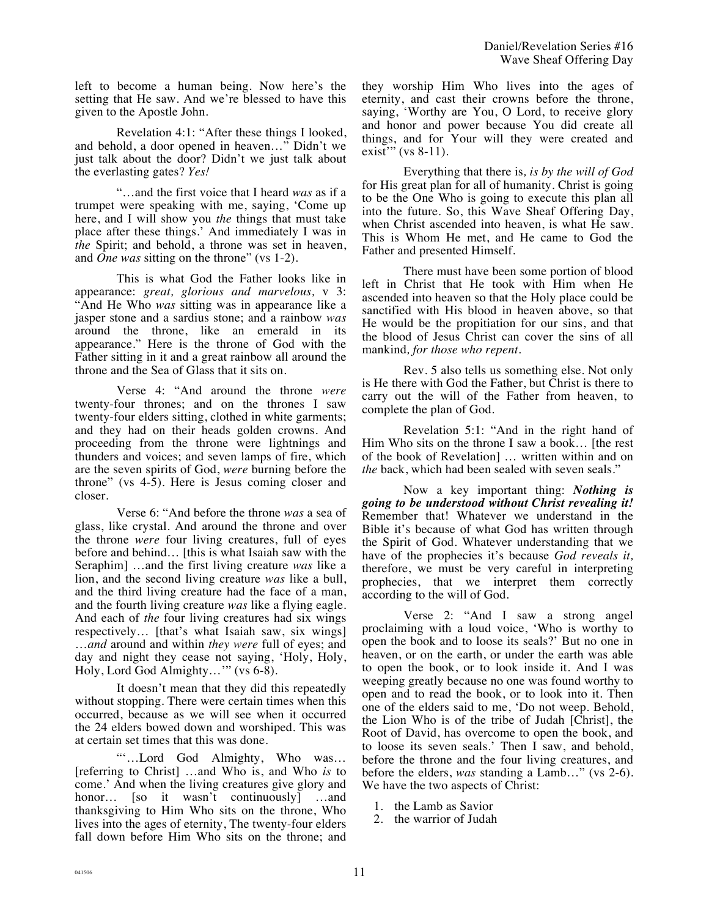left to become a human being. Now here's the setting that He saw. And we're blessed to have this given to the Apostle John.

Revelation 4:1: "After these things I looked, and behold, a door opened in heaven…" Didn't we just talk about the door? Didn't we just talk about the everlasting gates? *Yes!*

"…and the first voice that I heard *was* as if a trumpet were speaking with me, saying, 'Come up here, and I will show you *the* things that must take place after these things.' And immediately I was in *the* Spirit; and behold, a throne was set in heaven, and *One was* sitting on the throne" (vs 1-2).

This is what God the Father looks like in appearance: *great, glorious and marvelous,* v 3: "And He Who *was* sitting was in appearance like a jasper stone and a sardius stone; and a rainbow *was* around the throne, like an emerald in its appearance." Here is the throne of God with the Father sitting in it and a great rainbow all around the throne and the Sea of Glass that it sits on.

Verse 4: "And around the throne *were* twenty-four thrones; and on the thrones I saw twenty-four elders sitting, clothed in white garments; and they had on their heads golden crowns. And proceeding from the throne were lightnings and thunders and voices; and seven lamps of fire, which are the seven spirits of God, *were* burning before the throne" (vs 4-5). Here is Jesus coming closer and closer.

Verse 6: "And before the throne *was* a sea of glass, like crystal. And around the throne and over the throne *were* four living creatures, full of eyes before and behind… [this is what Isaiah saw with the Seraphim] …and the first living creature *was* like a lion, and the second living creature *was* like a bull, and the third living creature had the face of a man, and the fourth living creature *was* like a flying eagle. And each of *the* four living creatures had six wings respectively… [that's what Isaiah saw, six wings] …*and* around and within *they were* full of eyes; and day and night they cease not saying, 'Holy, Holy, Holy, Lord God Almighty…'" (vs 6-8).

It doesn't mean that they did this repeatedly without stopping. There were certain times when this occurred, because as we will see when it occurred the 24 elders bowed down and worshiped. This was at certain set times that this was done.

"'…Lord God Almighty, Who was… [referring to Christ] …and Who is, and Who *is* to come.' And when the living creatures give glory and honor… [so it wasn't continuously] …and thanksgiving to Him Who sits on the throne, Who lives into the ages of eternity, The twenty-four elders fall down before Him Who sits on the throne; and they worship Him Who lives into the ages of eternity, and cast their crowns before the throne, saying, 'Worthy are You, O Lord, to receive glory and honor and power because You did create all things, and for Your will they were created and exist'" (vs 8-11).

Everything that there is*, is by the will of God* for His great plan for all of humanity. Christ is going to be the One Who is going to execute this plan all into the future. So, this Wave Sheaf Offering Day, when Christ ascended into heaven, is what He saw. This is Whom He met, and He came to God the Father and presented Himself.

There must have been some portion of blood left in Christ that He took with Him when He ascended into heaven so that the Holy place could be sanctified with His blood in heaven above, so that He would be the propitiation for our sins, and that the blood of Jesus Christ can cover the sins of all mankind*, for those who repent.*

Rev. 5 also tells us something else. Not only is He there with God the Father, but Christ is there to carry out the will of the Father from heaven, to complete the plan of God.

Revelation 5:1: "And in the right hand of Him Who sits on the throne I saw a book… [the rest of the book of Revelation] … written within and on *the* back, which had been sealed with seven seals."

Now a key important thing: ***Nothing is going to be understood without Christ revealing it!*** Remember that! Whatever we understand in the Bible it's because of what God has written through the Spirit of God. Whatever understanding that we have of the prophecies it's because *God reveals it,* therefore, we must be very careful in interpreting prophecies, that we interpret them correctly according to the will of God.

Verse 2: "And I saw a strong angel proclaiming with a loud voice, 'Who is worthy to open the book and to loose its seals?' But no one in heaven, or on the earth, or under the earth was able to open the book, or to look inside it. And I was weeping greatly because no one was found worthy to open and to read the book, or to look into it. Then one of the elders said to me, 'Do not weep. Behold, the Lion Who is of the tribe of Judah [Christ], the Root of David, has overcome to open the book, and to loose its seven seals.' Then I saw, and behold, before the throne and the four living creatures, and before the elders, *was* standing a Lamb…" (vs 2-6). We have the two aspects of Christ:

1. the Lamb as Savior
2. the warrior of Judah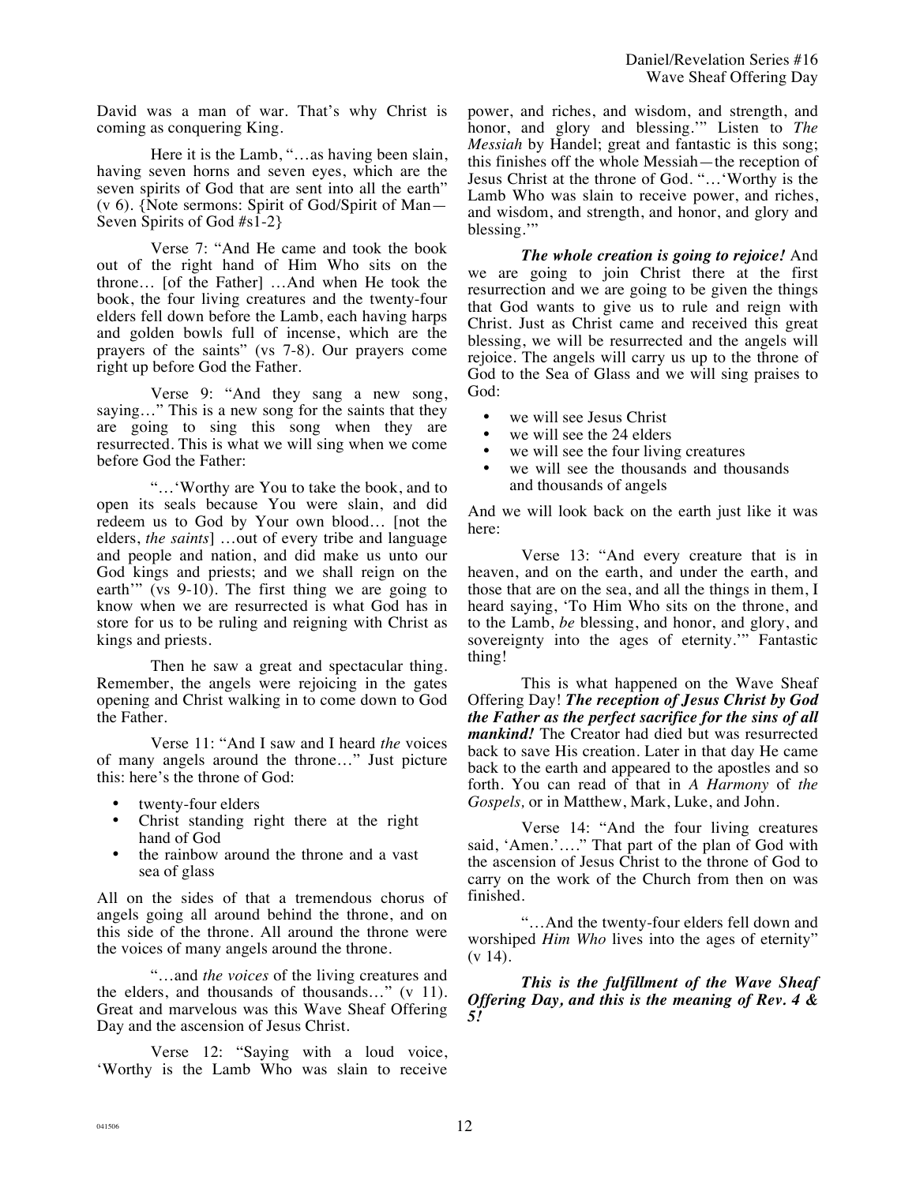David was a man of war. That's why Christ is coming as conquering King.

Here it is the Lamb, "…as having been slain, having seven horns and seven eyes, which are the seven spirits of God that are sent into all the earth" (v 6). {Note sermons: Spirit of God/Spirit of Man—Seven Spirits of God #s1-2}

Verse 7: "And He came and took the book out of the right hand of Him Who sits on the throne… [of the Father] …And when He took the book, the four living creatures and the twenty-four elders fell down before the Lamb, each having harps and golden bowls full of incense, which are the prayers of the saints" (vs 7-8). Our prayers come right up before God the Father.

Verse 9: "And they sang a new song, saying…" This is a new song for the saints that they are going to sing this song when they are resurrected. This is what we will sing when we come before God the Father:

"…'Worthy are You to take the book, and to open its seals because You were slain, and did redeem us to God by Your own blood… [not the elders, *the saints*] …out of every tribe and language and people and nation, and did make us unto our God kings and priests; and we shall reign on the earth'" (vs 9-10). The first thing we are going to know when we are resurrected is what God has in store for us to be ruling and reigning with Christ as kings and priests.

Then he saw a great and spectacular thing. Remember, the angels were rejoicing in the gates opening and Christ walking in to come down to God the Father.

Verse 11: "And I saw and I heard *the* voices of many angels around the throne…" Just picture this: here's the throne of God:

- twenty-four elders
- Christ standing right there at the right hand of God
- the rainbow around the throne and a vast sea of glass

All on the sides of that a tremendous chorus of angels going all around behind the throne, and on this side of the throne. All around the throne were the voices of many angels around the throne.

"…and *the voices* of the living creatures and the elders, and thousands of thousands…" (v 11). Great and marvelous was this Wave Sheaf Offering Day and the ascension of Jesus Christ.

Verse 12: "Saying with a loud voice, 'Worthy is the Lamb Who was slain to receive power, and riches, and wisdom, and strength, and honor, and glory and blessing.'" Listen to *The Messiah* by Handel; great and fantastic is this song; this finishes off the whole Messiah—the reception of Jesus Christ at the throne of God. "…'Worthy is the Lamb Who was slain to receive power, and riches, and wisdom, and strength, and honor, and glory and blessing.'"

***The whole creation is going to rejoice!*** And we are going to join Christ there at the first resurrection and we are going to be given the things that God wants to give us to rule and reign with Christ. Just as Christ came and received this great blessing, we will be resurrected and the angels will rejoice. The angels will carry us up to the throne of God to the Sea of Glass and we will sing praises to God:

- we will see Jesus Christ
- we will see the 24 elders
- we will see the four living creatures
- we will see the thousands and thousands and thousands of angels

And we will look back on the earth just like it was here:

Verse 13: "And every creature that is in heaven, and on the earth, and under the earth, and those that are on the sea, and all the things in them, I heard saying, 'To Him Who sits on the throne, and to the Lamb, *be* blessing, and honor, and glory, and sovereignty into the ages of eternity.'" Fantastic thing!

This is what happened on the Wave Sheaf Offering Day! ***The reception of Jesus Christ by God the Father as the perfect sacrifice for the sins of all mankind!*** The Creator had died but was resurrected back to save His creation. Later in that day He came back to the earth and appeared to the apostles and so forth. You can read of that in *A Harmony* of *the Gospels,* or in Matthew, Mark, Luke, and John.

Verse 14: "And the four living creatures said, 'Amen.'…." That part of the plan of God with the ascension of Jesus Christ to the throne of God to carry on the work of the Church from then on was finished.

"…And the twenty-four elders fell down and worshiped *Him Who* lives into the ages of eternity" (v 14).

***This is the fulfillment of the Wave Sheaf Offering Day, and this is the meaning of Rev. 4 & 5!***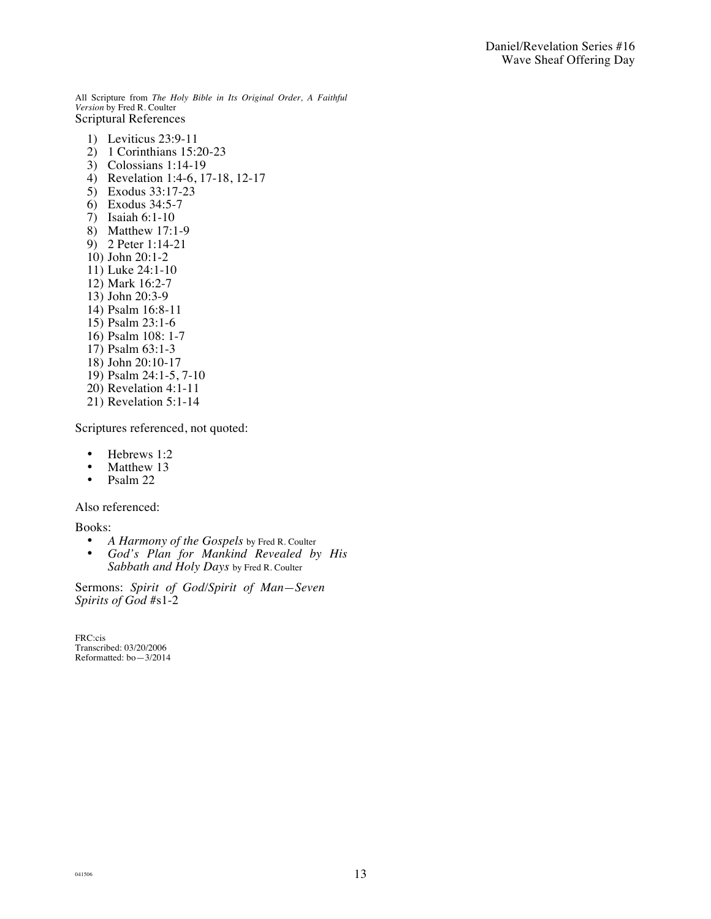All Scripture from *The Holy Bible in Its Original Order, A Faithful Version* by Fred R. Coulter

Scriptural References

1) Leviticus 23:9-11
2) 1 Corinthians 15:20-23
3) Colossians 1:14-19
4) Revelation 1:4-6, 17-18, 12-17
5) Exodus 33:17-23
6) Exodus 34:5-7
7) Isaiah 6:1-10
8) Matthew 17:1-9
9) 2 Peter 1:14-21
10) John 20:1-2
11) Luke 24:1-10
12) Mark 16:2-7
13) John 20:3-9
14) Psalm 16:8-11
15) Psalm 23:1-6
16) Psalm 108: 1-7
17) Psalm 63:1-3
18) John 20:10-17
19) Psalm 24:1-5, 7-10
20) Revelation 4:1-11
21) Revelation 5:1-14

Scriptures referenced, not quoted:

- Hebrews 1:2
- Matthew 13
- Psalm 22

Also referenced:

Books:

- *A Harmony of the Gospels* by Fred R. Coulter
- *God's Plan for Mankind Revealed by His Sabbath and Holy Days* by Fred R. Coulter

Sermons: *Spirit of God/Spirit of Man—Seven Spirits of God* #s1-2

FRC:cis
Transcribed: 03/20/2006
Reformatted: bo—3/2014